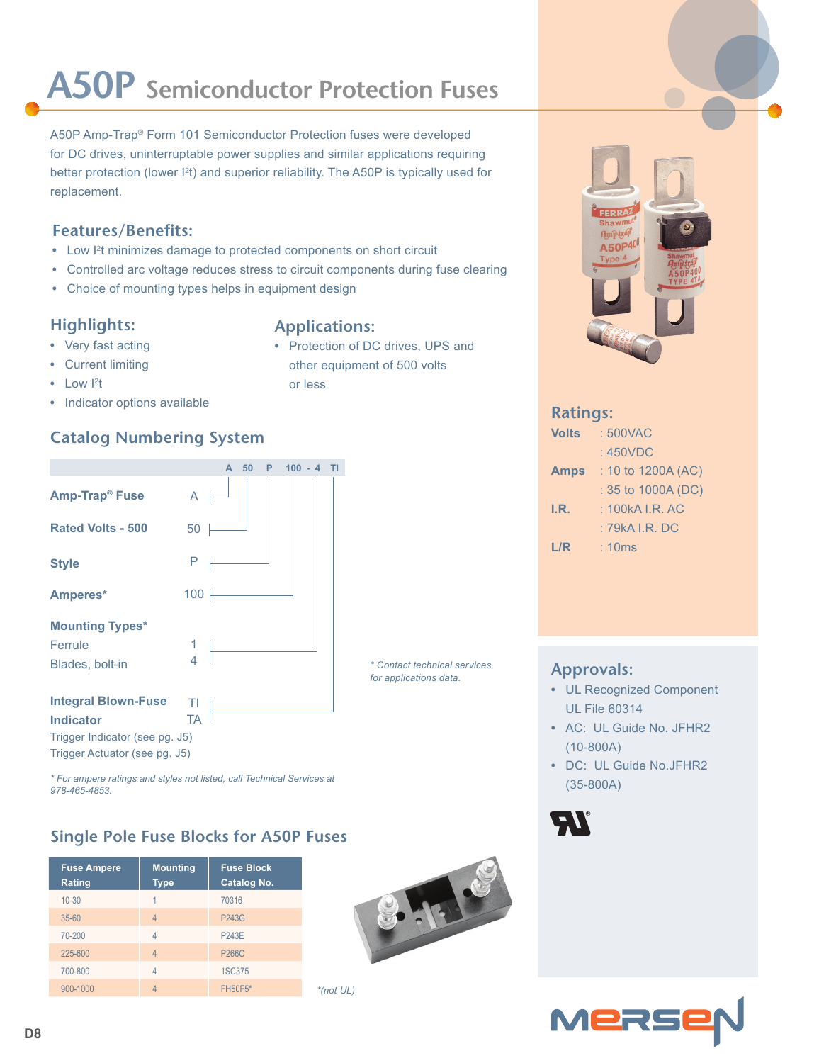# A50P Semiconductor Protection Fuses

A50P Amp-Trap® Form 101 Semiconductor Protection fuses were developed for DC drives, uninterruptable power supplies and similar applications requiring better protection (lower $I^2t$) and superior reliability. The A50P is typically used for replacement.

## Features/Benefits:

- Low $I^2t$ minimizes damage to protected components on short circuit
- Controlled arc voltage reduces stress to circuit components during fuse clearing
- Choice of mounting types helps in equipment design

## Highlights:

- Very fast acting
- Current limiting
- Low $I^2t$
- Indicator options available

## Applications:

- Protection of DC drives, UPS and other equipment of 500 volts or less

## Catalog Numbering System

A 50 P 100 - 4 TI

| | |
|---|---|
| **Amp-Trap® Fuse** | A |
| **Rated Volts - 500** | 50 |
| **Style** | P |
| **Amperes*** | 100 |
| **Mounting Types*** | |
| Ferrule | 1 |
| Blades, bolt-in | 4 |
| **Integral Blown-Fuse Indicator** | |
| Trigger Indicator (see pg. J5) | TI |
| Trigger Actuator (see pg. J5) | TA |

*\* Contact technical services for applications data.*

*\* For ampere ratings and styles not listed, call Technical Services at 978-465-4853.*

## Ratings:

| | |
|---|---|
| **Volts** | : 500VAC |
| | : 450VDC |
| **Amps** | : 10 to 1200A (AC) |
| | : 35 to 1000A (DC) |
| **I.R.** | : 100kA I.R. AC |
| | : 79kA I.R. DC |
| **L/R** | : 10ms |

## Approvals:

- UL Recognized Component UL File 60314
- AC: UL Guide No. JFHR2 (10-800A)
- DC: UL Guide No.JFHR2 (35-800A)

## Single Pole Fuse Blocks for A50P Fuses

| Fuse Ampere Rating | Mounting Type | Fuse Block Catalog No. |
|---|---|---|
| 10-30 | 1 | 70316 |
| 35-60 | 4 | P243G |
| 70-200 | 4 | P243E |
| 225-600 | 4 | P266C |
| 700-800 | 4 | 1SC375 |
| 900-1000 | 4 | FH50F5* |

*\*(not UL)*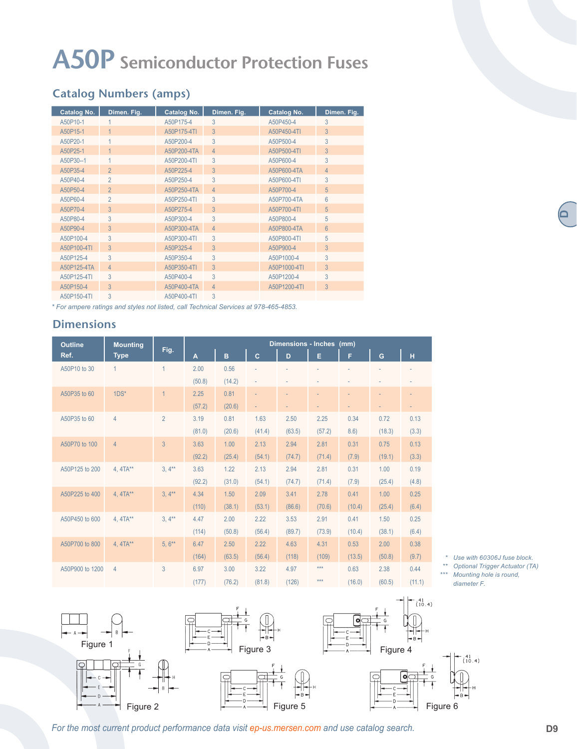# A50P Semiconductor Protection Fuses

## Catalog Numbers (amps)

| Catalog No. | Dimen. Fig. | Catalog No. | Dimen. Fig. | Catalog No. | Dimen. Fig. |
|---|---|---|---|---|---|
| A50P10-1 | 1 | A50P175-4 | 3 | A50P450-4 | 3 |
| A50P15-1 | 1 | A50P175-4TI | 3 | A50P450-4TI | 3 |
| A50P20-1 | 1 | A50P200-4 | 3 | A50P500-4 | 3 |
| A50P25-1 | 1 | A50P200-4TA | 4 | A50P500-4TI | 3 |
| A50P30--1 | 1 | A50P200-4TI | 3 | A50P600-4 | 3 |
| A50P35-4 | 2 | A50P225-4 | 3 | A50P600-4TA | 4 |
| A50P40-4 | 2 | A50P250-4 | 3 | A50P600-4TI | 3 |
| A50P50-4 | 2 | A50P250-4TA | 4 | A50P700-4 | 5 |
| A50P60-4 | 2 | A50P250-4TI | 3 | A50P700-4TA | 6 |
| A50P70-4 | 3 | A50P275-4 | 3 | A50P700-4TI | 5 |
| A50P80-4 | 3 | A50P300-4 | 3 | A50P800-4 | 5 |
| A50P90-4 | 3 | A50P300-4TA | 4 | A50P800-4TA | 6 |
| A50P100-4 | 3 | A50P300-4TI | 3 | A50P800-4TI | 5 |
| A50P100-4TI | 3 | A50P325-4 | 3 | A50P900-4 | 3 |
| A50P125-4 | 3 | A50P350-4 | 3 | A50P1000-4 | 3 |
| A50P125-4TA | 4 | A50P350-4TI | 3 | A50P1000-4TI | 3 |
| A50P125-4TI | 3 | A50P400-4 | 3 | A50P1200-4 | 3 |
| A50P150-4 | 3 | A50P400-4TA | 4 | A50P1200-4TI | 3 |
| A50P150-4TI | 3 | A50P400-4TI | 3 | | |

*\* For ampere ratings and styles not listed, call Technical Services at 978-465-4853.*

## Dimensions

| Outline Ref. | Mounting Type | Fig. | Dimensions - Inches (mm) | | | | | | | |
|---|---|---|---|---|---|---|---|---|---|---|
| | | | A | B | C | D | E | F | G | H |
| A50P10 to 30 | 1 | 1 | 2.00 (50.8) | 0.56 (14.2) | - | - | - | - | - | - |
| A50P35 to 60 | 1DS* | 1 | 2.25 (57.2) | 0.81 (20.6) | - | - | - | - | - | - |
| A50P35 to 60 | 4 | 2 | 3.19 (81.0) | 0.81 (20.6) | 1.63 (41.4) | 2.50 (63.5) | 2.25 (57.2) | 0.34 8.6) | 0.72 (18.3) | 0.13 (3.3) |
| A50P70 to 100 | 4 | 3 | 3.63 (92.2) | 1.00 (25.4) | 2.13 (54.1) | 2.94 (74.7) | 2.81 (71.4) | 0.31 (7.9) | 0.75 (19.1) | 0.13 (3.3) |
| A50P125 to 200 | 4, 4TA** | 3, 4** | 3.63 (92.2) | 1.22 (31.0) | 2.13 (54.1) | 2.94 (74.7) | 2.81 (71.4) | 0.31 (7.9) | 1.00 (25.4) | 0.19 (4.8) |
| A50P225 to 400 | 4, 4TA** | 3, 4** | 4.34 (110) | 1.50 (38.1) | 2.09 (53.1) | 3.41 (86.6) | 2.78 (70.6) | 0.41 (10.4) | 1.00 (25.4) | 0.25 (6.4) |
| A50P450 to 600 | 4, 4TA** | 3, 4** | 4.47 (114) | 2.00 (50.8) | 2.22 (56.4) | 3.53 (89.7) | 2.91 (73.9) | 0.41 (10.4) | 1.50 (38.1) | 0.25 (6.4) |
| A50P700 to 800 | 4, 4TA** | 5, 6** | 6.47 (164) | 2.50 (63.5) | 2.22 (56.4) | 4.63 (118) | 4.31 (109) | 0.53 (13.5) | 2.00 (50.8) | 0.38 (9.7) |
| A50P900 to 1200 | 4 | 3 | 6.97 (177) | 3.00 (76.2) | 3.22 (81.8) | 4.97 (126) | *** | 0.63 (16.0) | 2.38 (60.5) | 0.44 (11.1) |

*\* Use with 60306J fuse block.*
*\*\* Optional Trigger Actuator (TA)*
*\*\*\* Mounting hole is round, diameter F.*

Figure 1

Figure 2

Figure 3

Figure 4

.41 (10.4)

Figure 5

Figure 6

.41 (10.4)

*For the most current product performance data visit ep-us.mersen.com and use catalog search.*